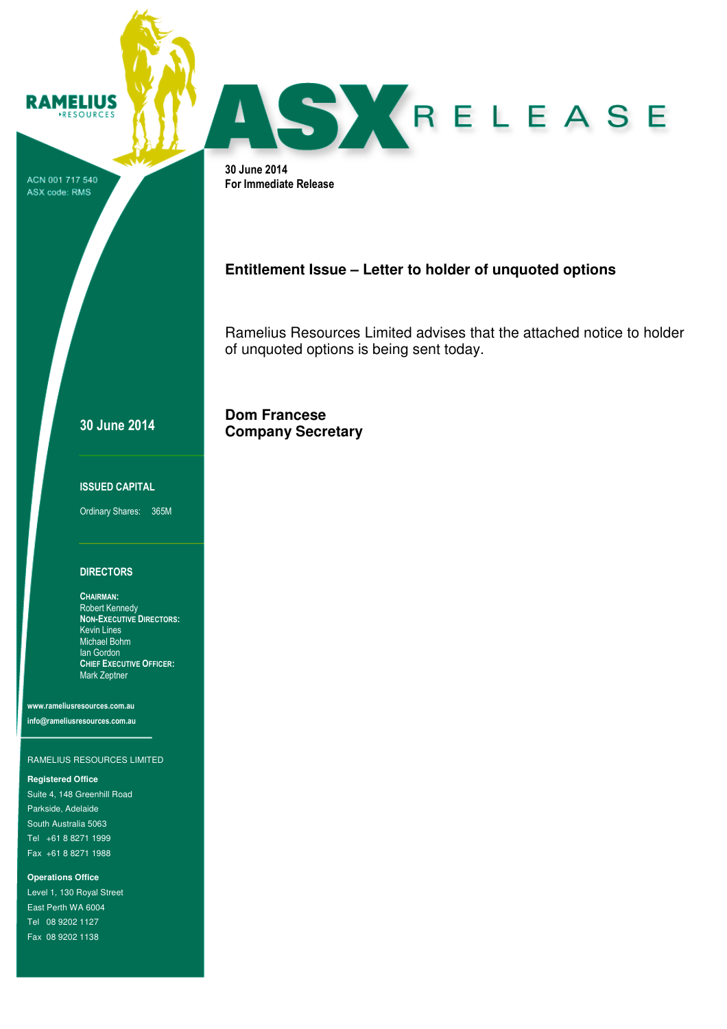RAMELIUS RESOURCES

# ASX RELEASE

ACN 001 717 540
ASX code: RMS

**30 June 2014**
**For Immediate Release**

## Entitlement Issue – Letter to holder of unquoted options

Ramelius Resources Limited advises that the attached notice to holder of unquoted options is being sent today.

**Dom Francese**
**Company Secretary**

---

**30 June 2014**

**ISSUED CAPITAL**

Ordinary Shares: 365M

**DIRECTORS**

**CHAIRMAN:**
Robert Kennedy
**NON-EXECUTIVE DIRECTORS:**
Kevin Lines
Michael Bohm
Ian Gordon
**CHIEF EXECUTIVE OFFICER:**
Mark Zeptner

**www.rameliusresources.com.au**
**info@rameliusresources.com.au**

RAMELIUS RESOURCES LIMITED

**Registered Office**
Suite 4, 148 Greenhill Road
Parkside, Adelaide
South Australia 5063
Tel +61 8 8271 1999
Fax +61 8 8271 1988

**Operations Office**
Level 1, 130 Royal Street
East Perth WA 6004
Tel 08 9202 1127
Fax 08 9202 1138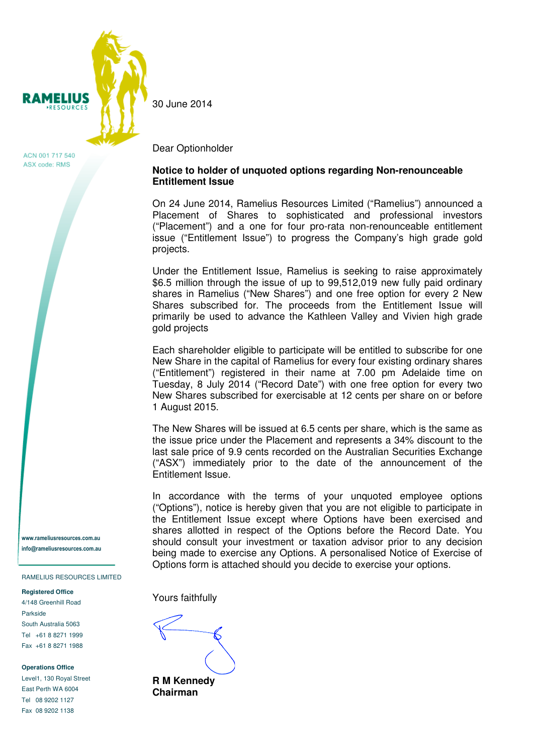RAMELIUS RESOURCES

ACN 001 717 540
ASX code: RMS

30 June 2014

Dear Optionholder

**Notice to holder of unquoted options regarding Non-renounceable Entitlement Issue**

On 24 June 2014, Ramelius Resources Limited ("Ramelius") announced a Placement of Shares to sophisticated and professional investors ("Placement") and a one for four pro-rata non-renounceable entitlement issue ("Entitlement Issue") to progress the Company's high grade gold projects.

Under the Entitlement Issue, Ramelius is seeking to raise approximately $6.5 million through the issue of up to 99,512,019 new fully paid ordinary shares in Ramelius ("New Shares") and one free option for every 2 New Shares subscribed for. The proceeds from the Entitlement Issue will primarily be used to advance the Kathleen Valley and Vivien high grade gold projects

Each shareholder eligible to participate will be entitled to subscribe for one New Share in the capital of Ramelius for every four existing ordinary shares ("Entitlement") registered in their name at 7.00 pm Adelaide time on Tuesday, 8 July 2014 ("Record Date") with one free option for every two New Shares subscribed for exercisable at 12 cents per share on or before 1 August 2015.

The New Shares will be issued at 6.5 cents per share, which is the same as the issue price under the Placement and represents a 34% discount to the last sale price of 9.9 cents recorded on the Australian Securities Exchange ("ASX") immediately prior to the date of the announcement of the Entitlement Issue.

In accordance with the terms of your unquoted employee options ("Options"), notice is hereby given that you are not eligible to participate in the Entitlement Issue except where Options have been exercised and shares allotted in respect of the Options before the Record Date. You should consult your investment or taxation advisor prior to any decision being made to exercise any Options. A personalised Notice of Exercise of Options form is attached should you decide to exercise your options.

Yours faithfully

**R M Kennedy**
**Chairman**

www.rameliusresources.com.au
info@rameliusresources.com.au

RAMELIUS RESOURCES LIMITED

**Registered Office**
4/148 Greenhill Road
Parkside
South Australia 5063
Tel +61 8 8271 1999
Fax +61 8 8271 1988

**Operations Office**
Level1, 130 Royal Street
East Perth WA 6004
Tel 08 9202 1127
Fax 08 9202 1138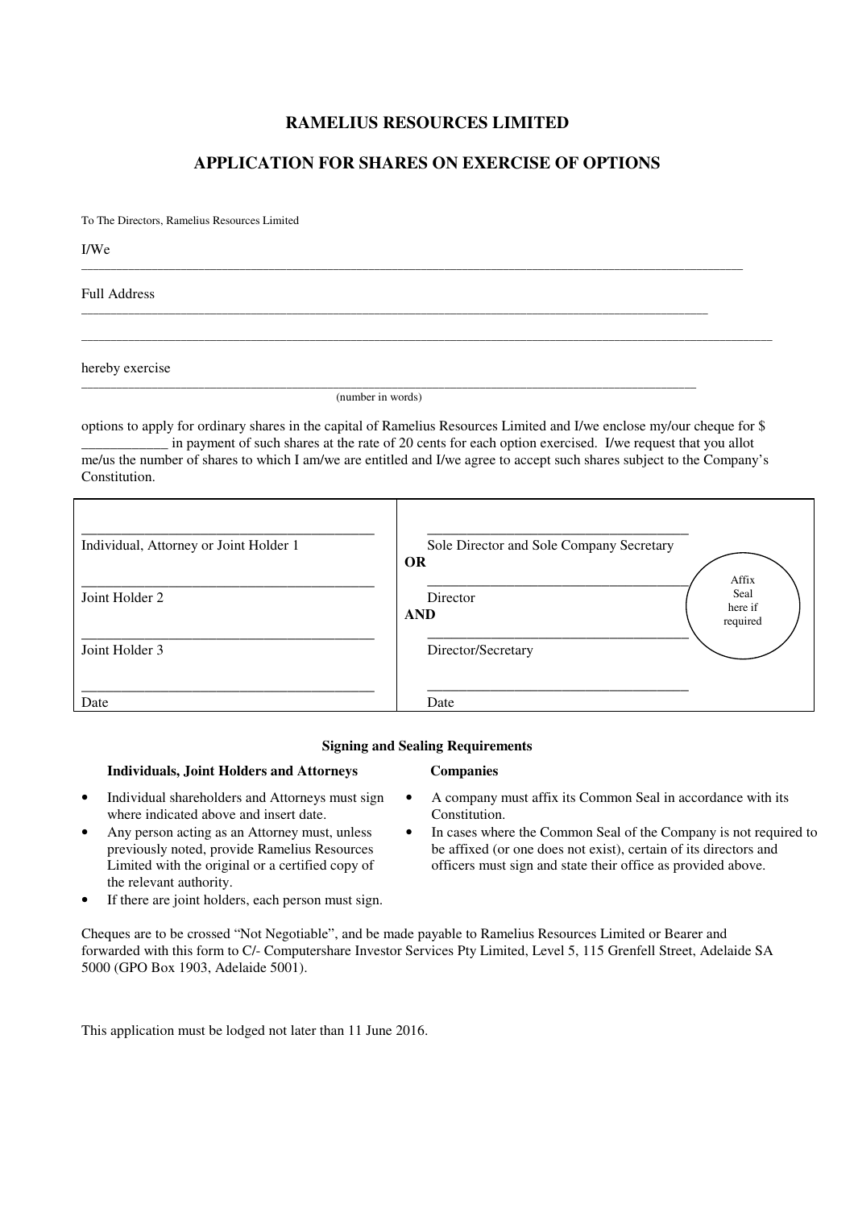# RAMELIUS RESOURCES LIMITED

## APPLICATION FOR SHARES ON EXERCISE OF OPTIONS

To The Directors, Ramelius Resources Limited

I/We

___________________________________________________________________________________________

Full Address

___________________________________________________________________________________________

___________________________________________________________________________________________

hereby exercise

___________________________________________________________________________________________
(number in words)

options to apply for ordinary shares in the capital of Ramelius Resources Limited and I/we enclose my/our cheque for $ ____________ in payment of such shares at the rate of 20 cents for each option exercised. I/we request that you allot me/us the number of shares to which I am/we are entitled and I/we agree to accept such shares subject to the Company's Constitution.

| | |
|---|---|
| ________________________________________ Individual, Attorney or Joint Holder 1 | ____________________________________ Sole Director and Sole Company Secretary **OR** |
| ________________________________________ Joint Holder 2 | ____________________________________ Director **AND** |
| ________________________________________ Joint Holder 3 | ____________________________________ Director/Secretary |
| ________________________________________ Date | ____________________________________ Date |

Affix Seal here if required

### Signing and Sealing Requirements

**Individuals, Joint Holders and Attorneys**

- Individual shareholders and Attorneys must sign where indicated above and insert date.
- Any person acting as an Attorney must, unless previously noted, provide Ramelius Resources Limited with the original or a certified copy of the relevant authority.
- If there are joint holders, each person must sign.

**Companies**

- A company must affix its Common Seal in accordance with its Constitution.
- In cases where the Common Seal of the Company is not required to be affixed (or one does not exist), certain of its directors and officers must sign and state their office as provided above.

Cheques are to be crossed "Not Negotiable", and be made payable to Ramelius Resources Limited or Bearer and forwarded with this form to C/- Computershare Investor Services Pty Limited, Level 5, 115 Grenfell Street, Adelaide SA 5000 (GPO Box 1903, Adelaide 5001).

This application must be lodged not later than 11 June 2016.